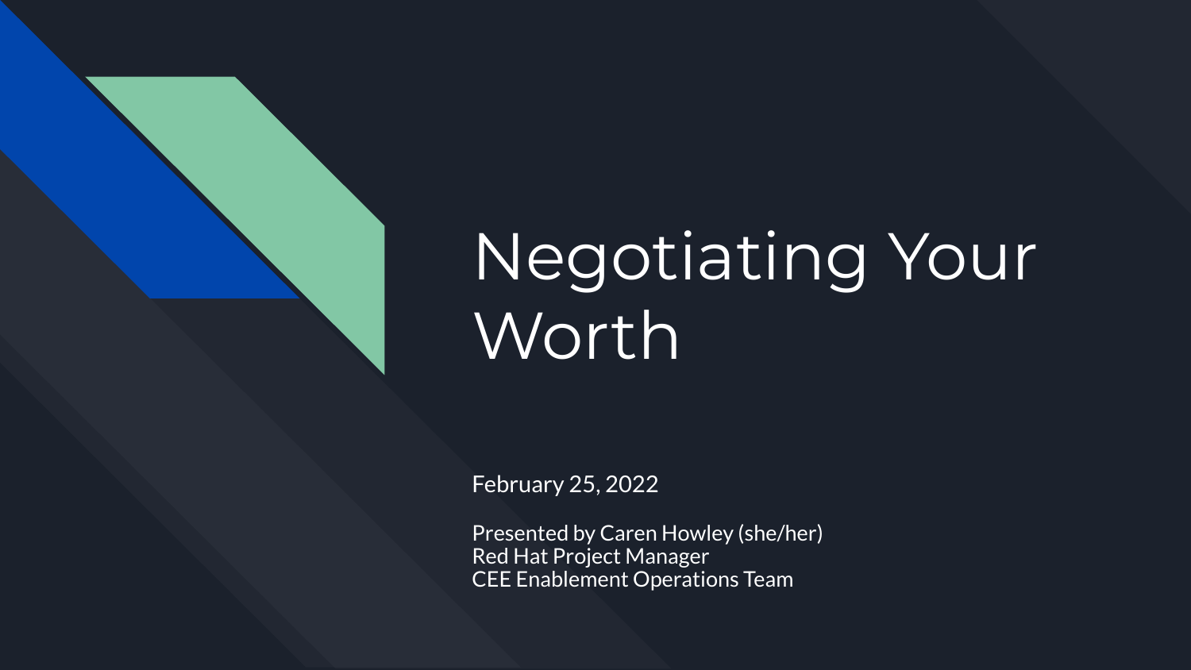# Negotiating Your Worth

February 25, 2022

Presented by Caren Howley (she/her)
Red Hat Project Manager
CEE Enablement Operations Team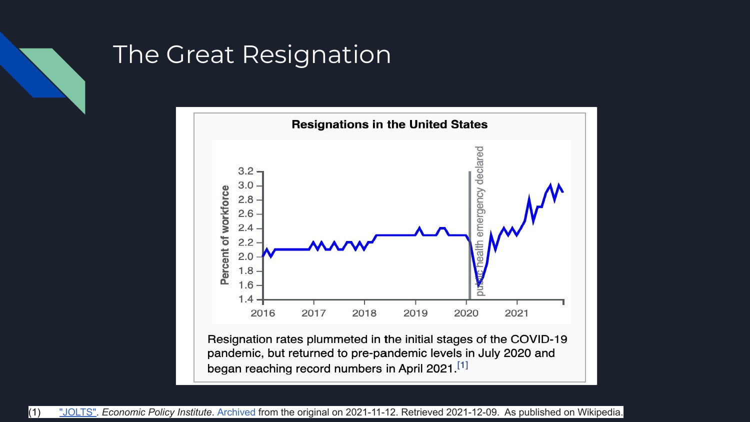# The Great Resignation

**Resignations in the United States**

Resignation rates plummeted in the initial stages of the COVID-19 pandemic, but returned to pre-pandemic levels in July 2020 and began reaching record numbers in April 2021.[1]

(1) "JOLTS". *Economic Policy Institute*. Archived from the original on 2021-11-12. Retrieved 2021-12-09. As published on Wikipedia.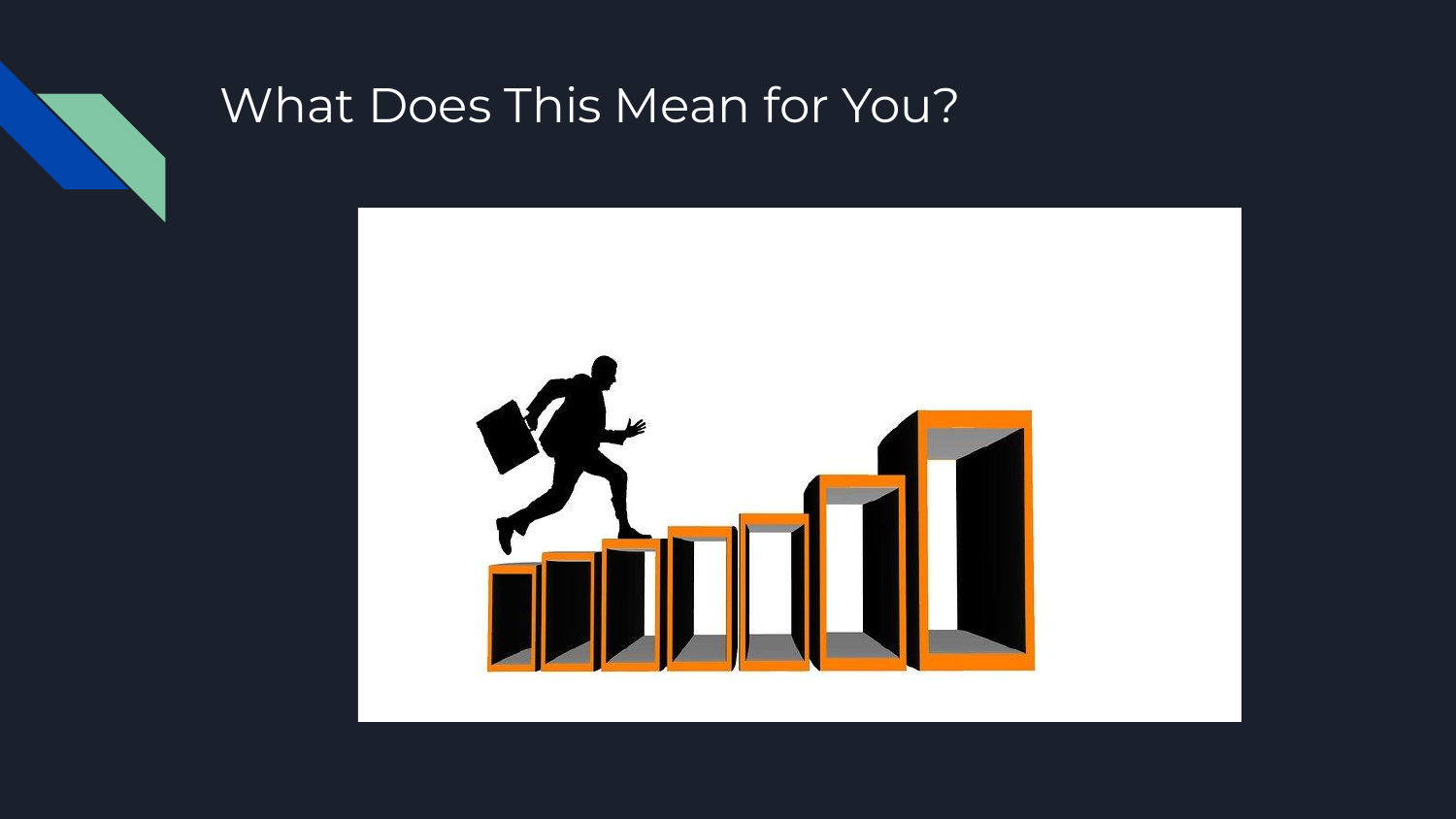# What Does This Mean for You?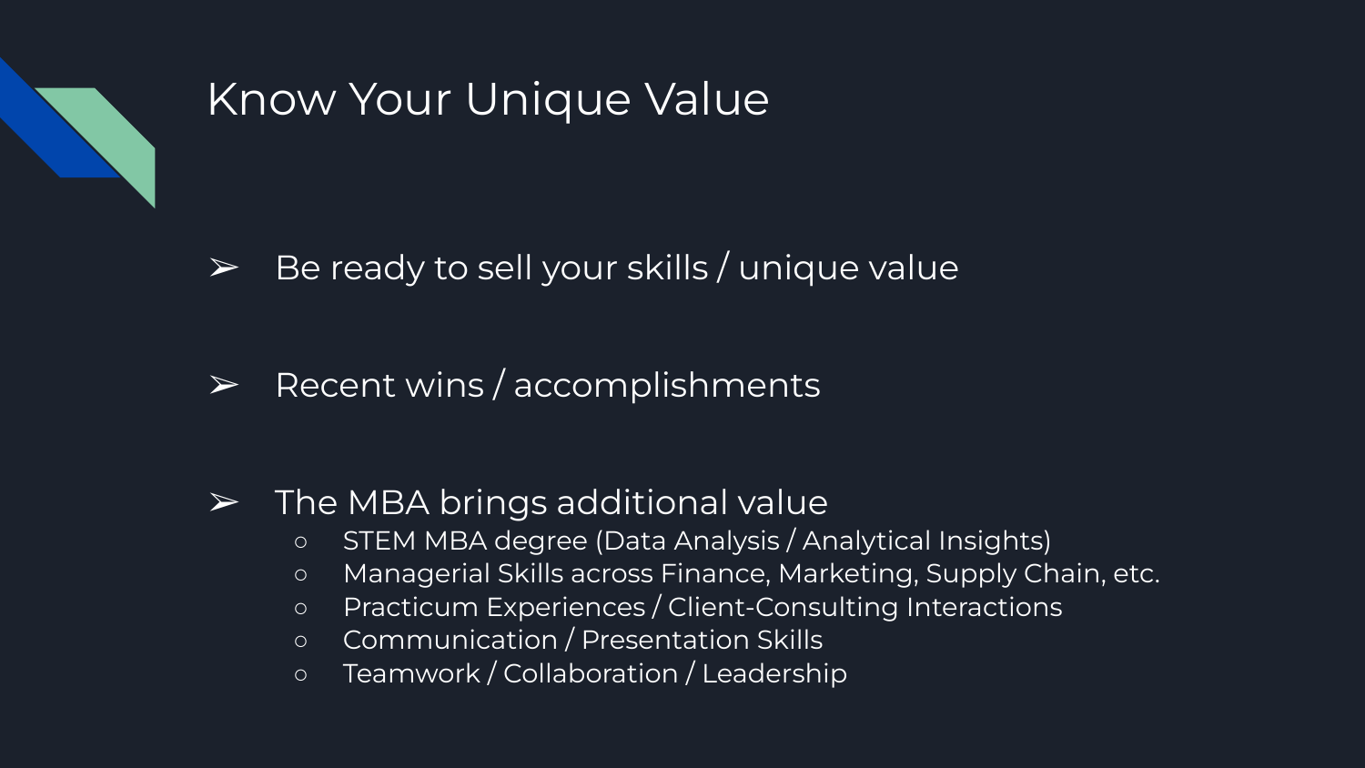# Know Your Unique Value

- Be ready to sell your skills / unique value
- Recent wins / accomplishments
- The MBA brings additional value
  - STEM MBA degree (Data Analysis / Analytical Insights)
  - Managerial Skills across Finance, Marketing, Supply Chain, etc.
  - Practicum Experiences / Client-Consulting Interactions
  - Communication / Presentation Skills
  - Teamwork / Collaboration / Leadership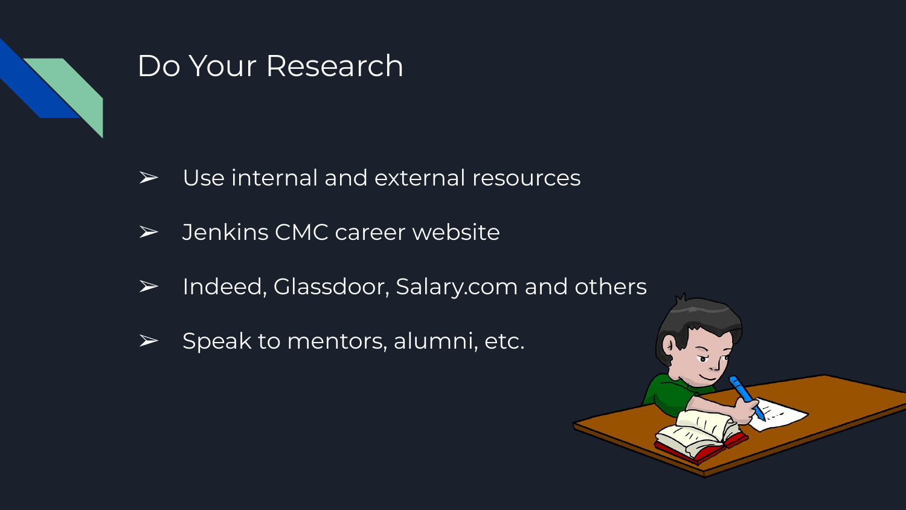# Do Your Research

- Use internal and external resources
- Jenkins CMC career website
- Indeed, Glassdoor, Salary.com and others
- Speak to mentors, alumni, etc.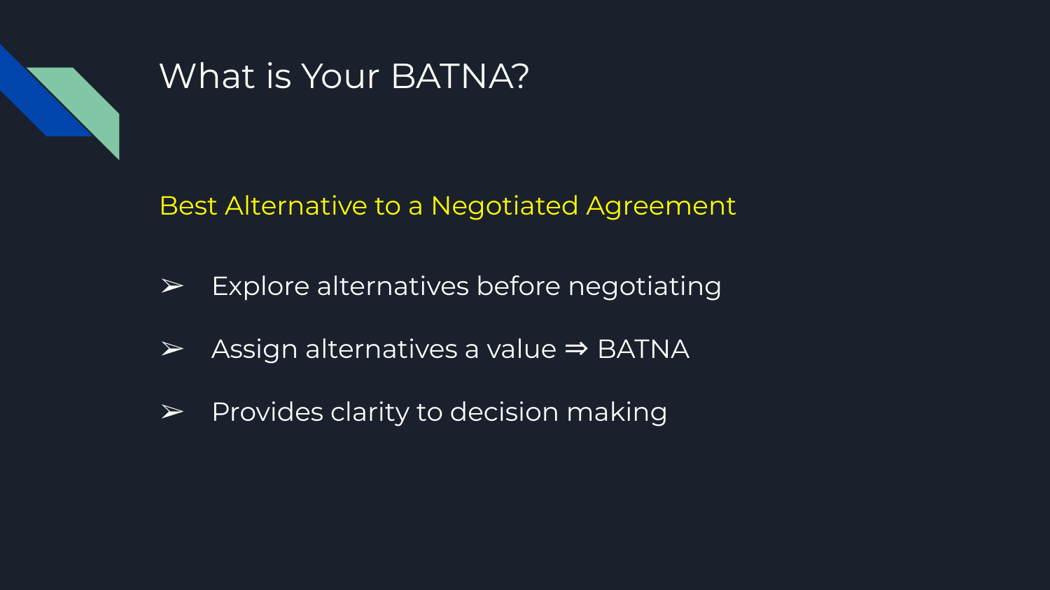# What is Your BATNA?

Best Alternative to a Negotiated Agreement

- Explore alternatives before negotiating
- Assign alternatives a value ⇒ BATNA
- Provides clarity to decision making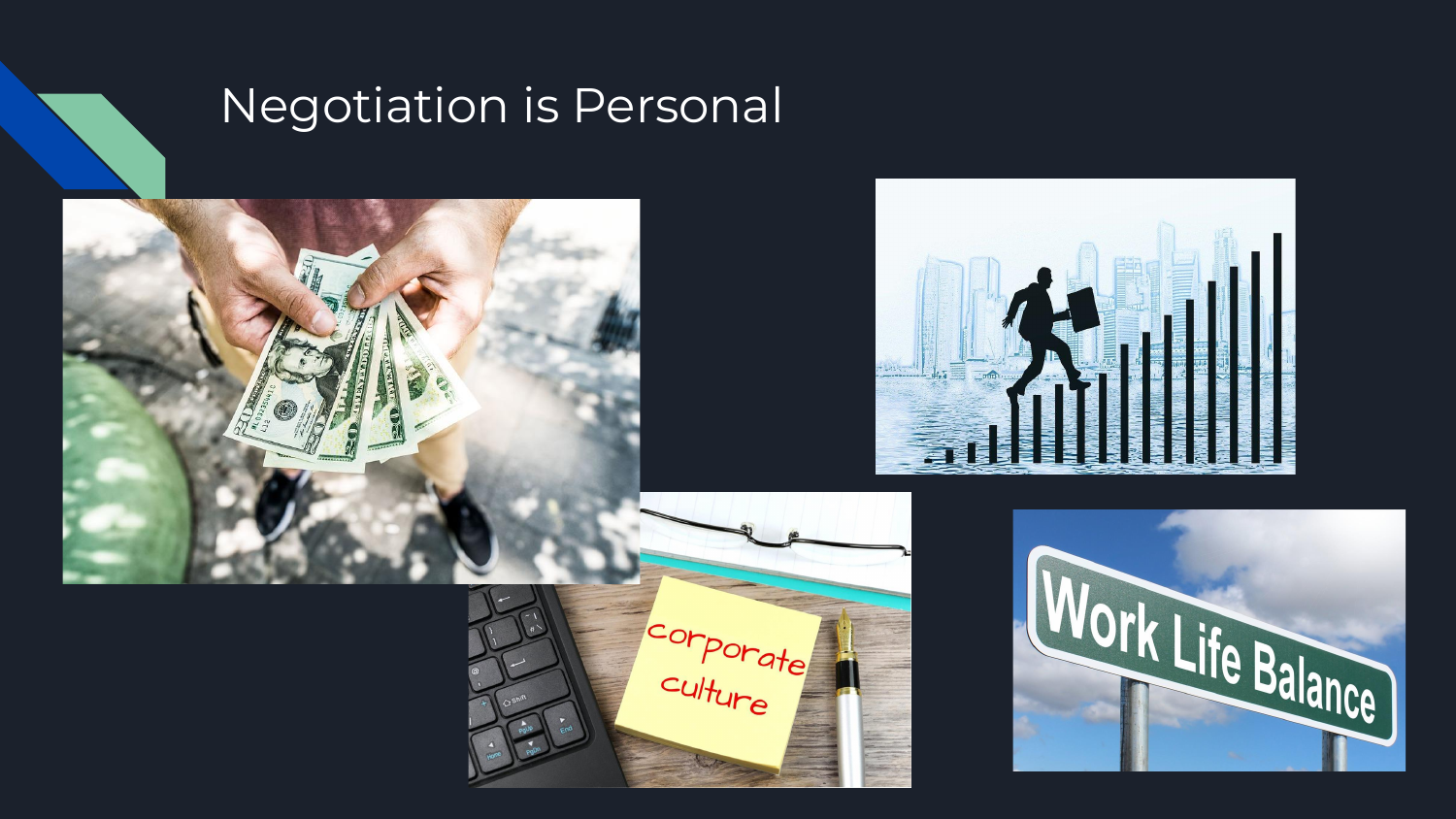# Negotiation is Personal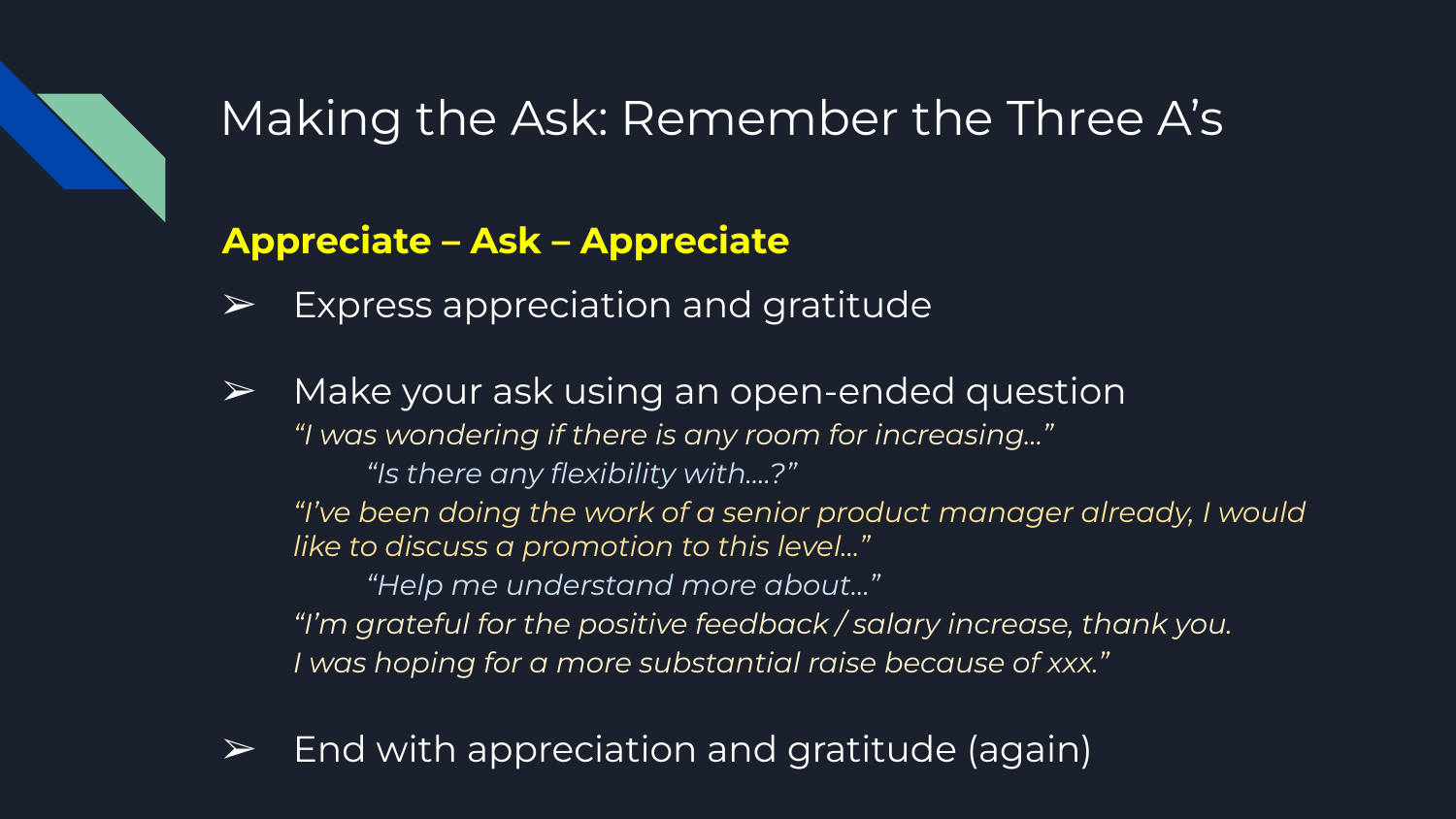# Making the Ask: Remember the Three A's

**Appreciate – Ask – Appreciate**

- Express appreciation and gratitude

- Make your ask using an open-ended question

  *"I was wondering if there is any room for increasing…"*

  *"Is there any flexibility with….?"*

  *"I've been doing the work of a senior product manager already, I would like to discuss a promotion to this level…"*

  *"Help me understand more about…"*

  *"I'm grateful for the positive feedback / salary increase, thank you. I was hoping for a more substantial raise because of xxx."*

- End with appreciation and gratitude (again)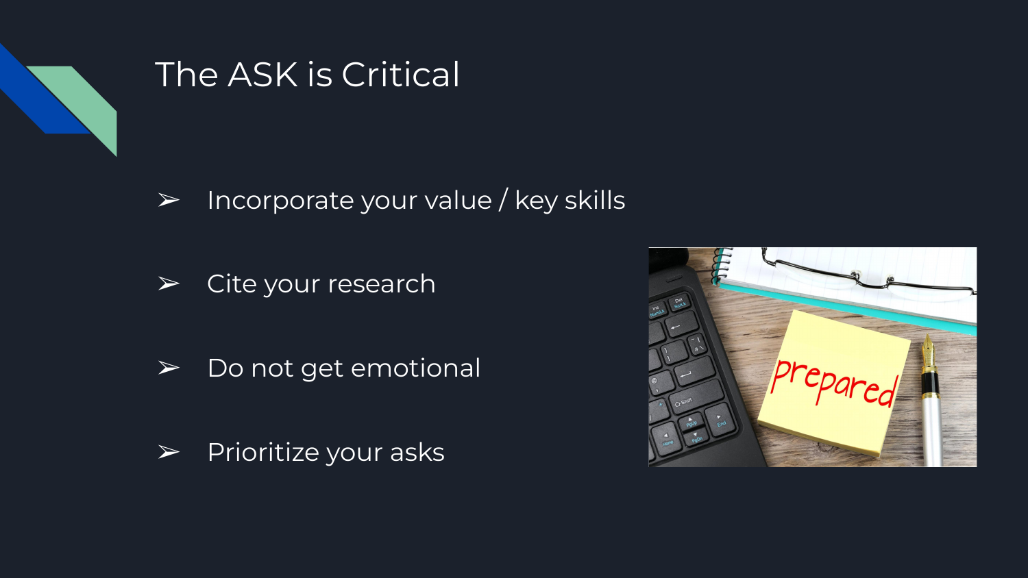# The ASK is Critical

- Incorporate your value / key skills
- Cite your research
- Do not get emotional
- Prioritize your asks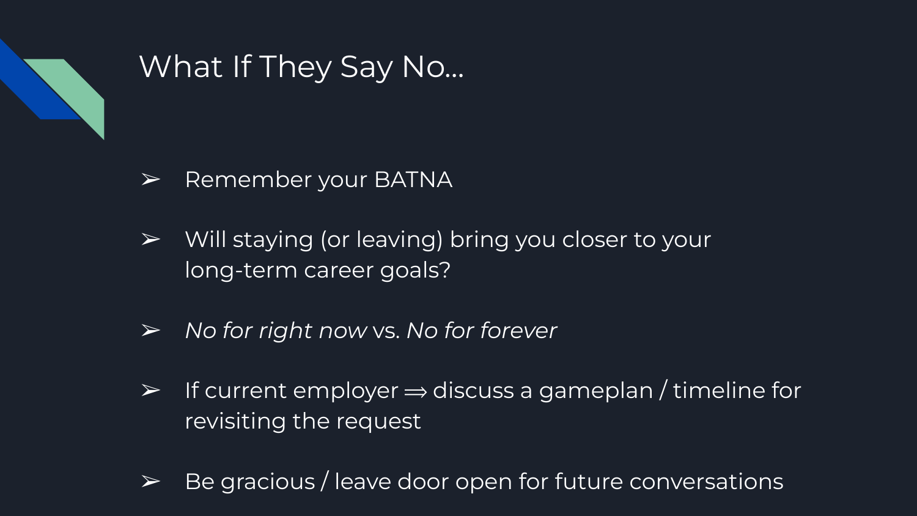# What If They Say No...

- Remember your BATNA
- Will staying (or leaving) bring you closer to your long-term career goals?
- *No for right now* vs. *No for forever*
- If current employer ⟹ discuss a gameplan / timeline for revisiting the request
- Be gracious / leave door open for future conversations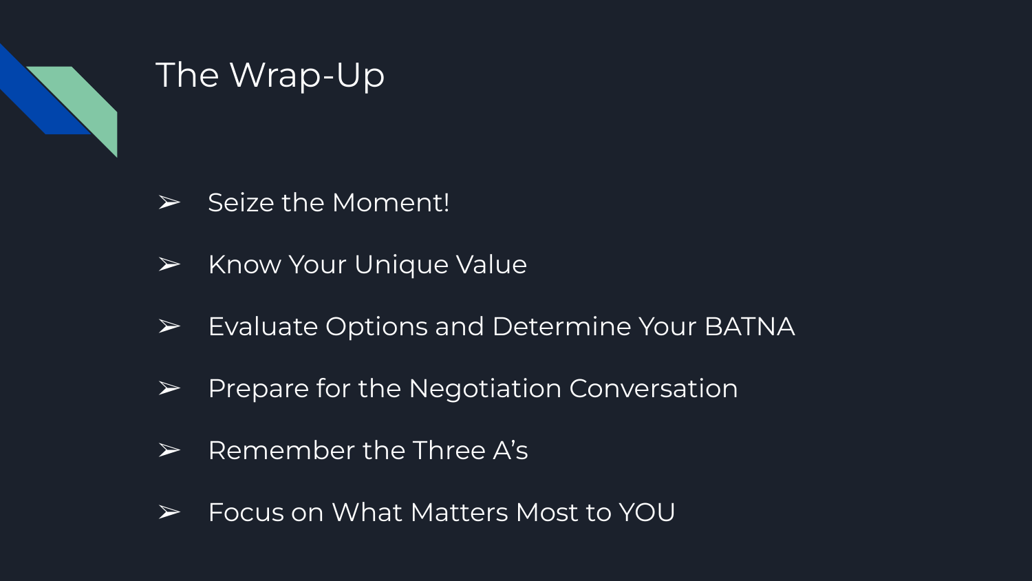# The Wrap-Up

- Seize the Moment!
- Know Your Unique Value
- Evaluate Options and Determine Your BATNA
- Prepare for the Negotiation Conversation
- Remember the Three A's
- Focus on What Matters Most to YOU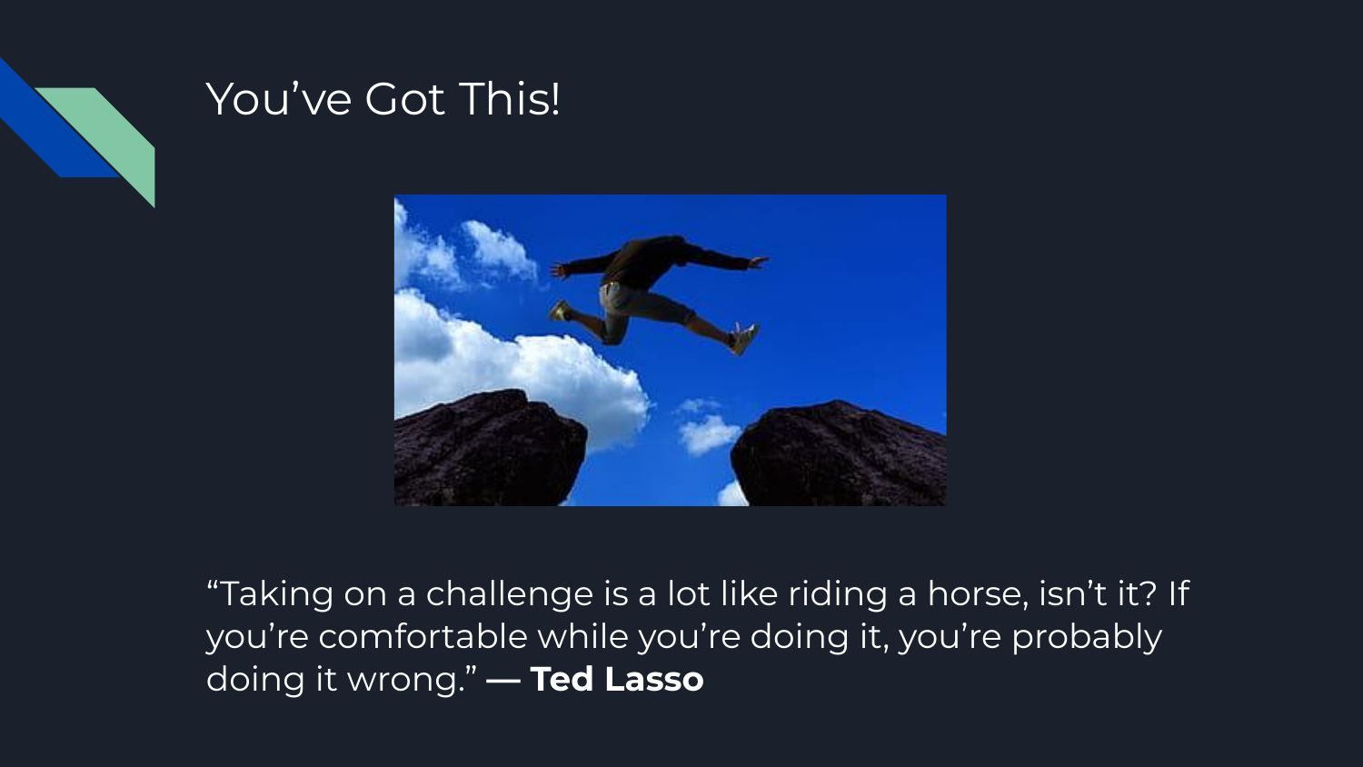# You've Got This!

"Taking on a challenge is a lot like riding a horse, isn't it? If you're comfortable while you're doing it, you're probably doing it wrong." **— Ted Lasso**